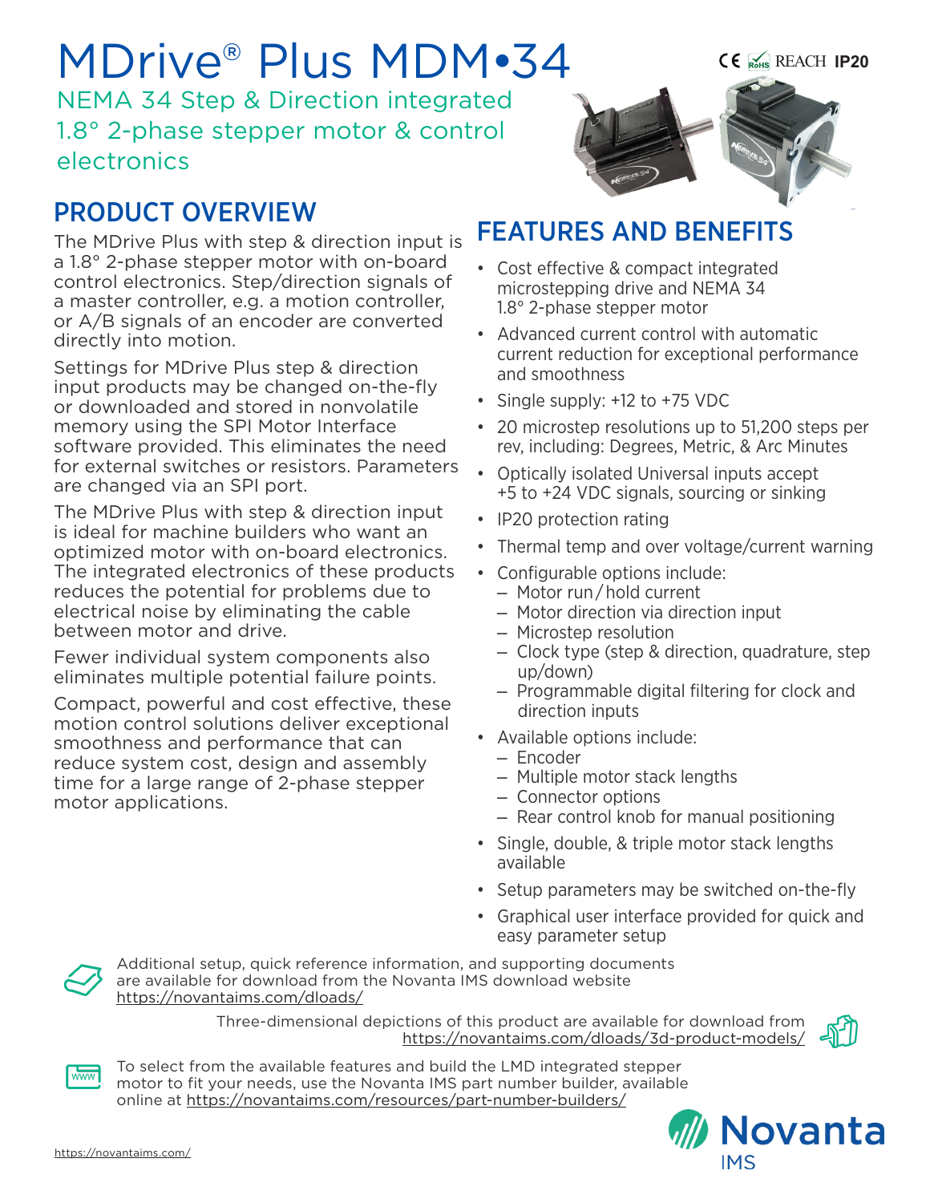# MDrive® Plus MDM•34

CE RoHS REACH **IP20**

NEMA 34 Step & Direction integrated 1.8° 2-phase stepper motor & control electronics

## PRODUCT OVERVIEW

The MDrive Plus with step & direction input is a 1.8° 2-phase stepper motor with on-board control electronics. Step/direction signals of a master controller, e.g. a motion controller, or A/B signals of an encoder are converted directly into motion.

Settings for MDrive Plus step & direction input products may be changed on-the-fly or downloaded and stored in nonvolatile memory using the SPI Motor Interface software provided. This eliminates the need for external switches or resistors. Parameters are changed via an SPI port.

The MDrive Plus with step & direction input is ideal for machine builders who want an optimized motor with on-board electronics. The integrated electronics of these products reduces the potential for problems due to electrical noise by eliminating the cable between motor and drive.

Fewer individual system components also eliminates multiple potential failure points.

Compact, powerful and cost effective, these motion control solutions deliver exceptional smoothness and performance that can reduce system cost, design and assembly time for a large range of 2-phase stepper motor applications.

## FEATURES AND BENEFITS

- Cost effective & compact integrated microstepping drive and NEMA 34 1.8° 2-phase stepper motor
- Advanced current control with automatic current reduction for exceptional performance and smoothness
- Single supply: +12 to +75 VDC
- 20 microstep resolutions up to 51,200 steps per rev, including: Degrees, Metric, & Arc Minutes
- Optically isolated Universal inputs accept +5 to +24 VDC signals, sourcing or sinking
- IP20 protection rating
- Thermal temp and over voltage/current warning
- Configurable options include:
  - Motor run / hold current
  - Motor direction via direction input
  - Microstep resolution
  - Clock type (step & direction, quadrature, step up/down)
  - Programmable digital filtering for clock and direction inputs
- Available options include:
  - Encoder
  - Multiple motor stack lengths
  - Connector options
  - Rear control knob for manual positioning
- Single, double, & triple motor stack lengths available
- Setup parameters may be switched on-the-fly
- Graphical user interface provided for quick and easy parameter setup

Additional setup, quick reference information, and supporting documents are available for download from the Novanta IMS download website https://novantaims.com/dloads/

Three-dimensional depictions of this product are available for download from https://novantaims.com/dloads/3d-product-models/

To select from the available features and build the LMD integrated stepper motor to fit your needs, use the Novanta IMS part number builder, available online at https://novantaims.com/resources/part-number-builders/

Novanta IMS

https://novantaims.com/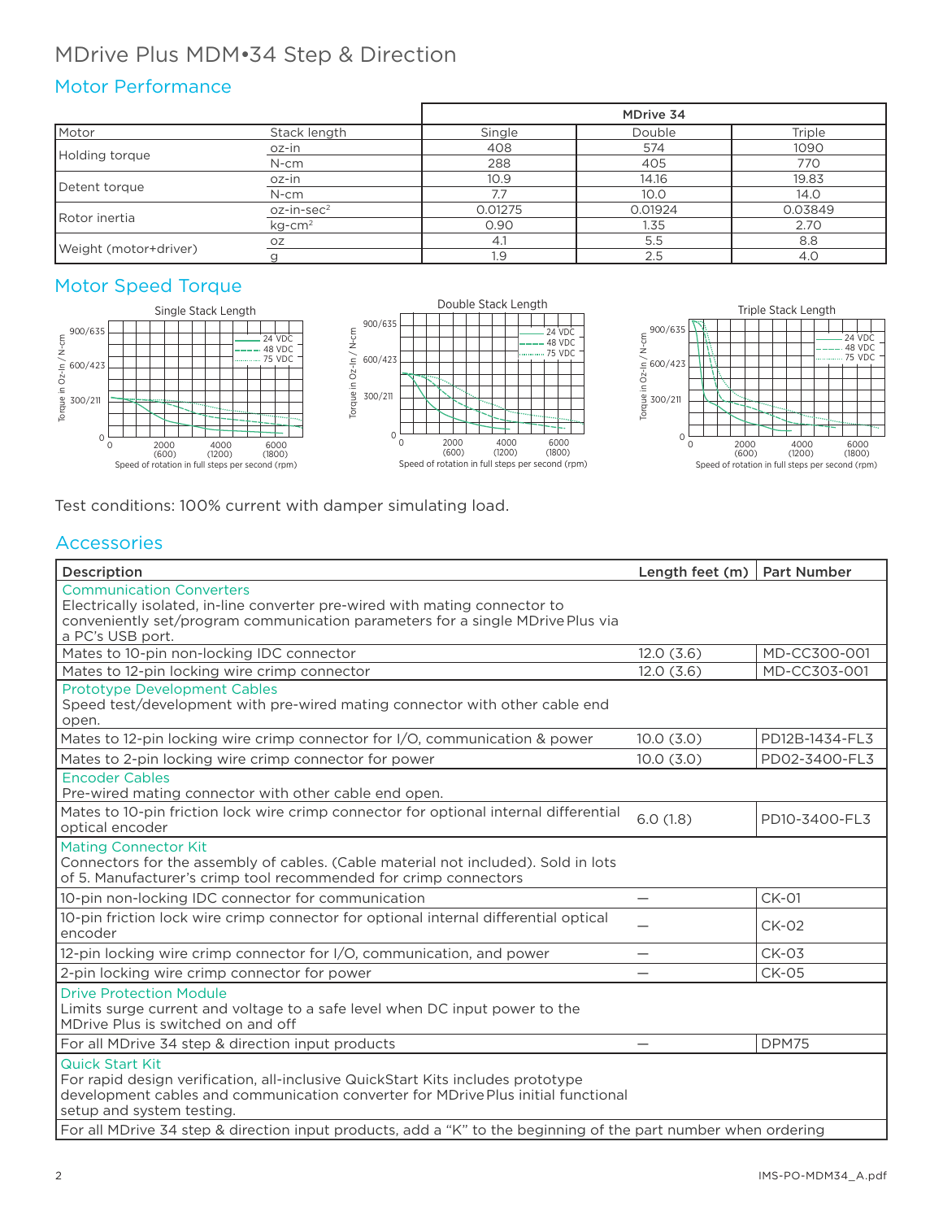# MDrive Plus MDM•34 Step & Direction

## Motor Performance

| | | MDrive 34 | | |
|---|---|---|---|---|
| Motor | Stack length | Single | Double | Triple |
| Holding torque | oz-in | 408 | 574 | 1090 |
| | N-cm | 288 | 405 | 770 |
| Detent torque | oz-in | 10.9 | 14.16 | 19.83 |
| | N-cm | 7.7 | 10.0 | 14.0 |
| Rotor inertia | oz-in-sec² | 0.01275 | 0.01924 | 0.03849 |
| | kg-cm² | 0.90 | 1.35 | 2.70 |
| Weight (motor+driver) | oz | 4.1 | 5.5 | 8.8 |
| | g | 1.9 | 2.5 | 4.0 |

## Motor Speed Torque

Single Stack Length

Torque in Oz-In / N-cm

900/635
600/423
300/211
0

24 VDC
48 VDC
75 VDC

0
2000 (600)
4000 (1200)
6000 (1800)

Speed of rotation in full steps per second (rpm)

Double Stack Length

Torque in Oz-In / N-cm

900/635
600/423
300/211
0

24 VDC
48 VDC
75 VDC

0
2000 (600)
4000 (1200)
6000 (1800)

Speed of rotation in full steps per second (rpm)

Triple Stack Length

Torque in Oz-In / N-cm

900/635
600/423
300/211
0

24 VDC
48 VDC
75 VDC

0
2000 (600)
4000 (1200)
6000 (1800)

Speed of rotation in full steps per second (rpm)

Test conditions: 100% current with damper simulating load.

## Accessories

| Description | Length feet (m) | Part Number |
|---|---|---|
| **Communication Converters**<br>Electrically isolated, in-line converter pre-wired with mating connector to conveniently set/program communication parameters for a single MDrive Plus via a PC's USB port. | | |
| Mates to 10-pin non-locking IDC connector | 12.0 (3.6) | MD-CC300-001 |
| Mates to 12-pin locking wire crimp connector | 12.0 (3.6) | MD-CC303-001 |
| **Prototype Development Cables**<br>Speed test/development with pre-wired mating connector with other cable end open. | | |
| Mates to 12-pin locking wire crimp connector for I/O, communication & power | 10.0 (3.0) | PD12B-1434-FL3 |
| Mates to 2-pin locking wire crimp connector for power | 10.0 (3.0) | PD02-3400-FL3 |
| **Encoder Cables**<br>Pre-wired mating connector with other cable end open. | | |
| Mates to 10-pin friction lock wire crimp connector for optional internal differential optical encoder | 6.0 (1.8) | PD10-3400-FL3 |
| **Mating Connector Kit**<br>Connectors for the assembly of cables. (Cable material not included). Sold in lots of 5. Manufacturer's crimp tool recommended for crimp connectors | | |
| 10-pin non-locking IDC connector for communication | — | CK-01 |
| 10-pin friction lock wire crimp connector for optional internal differential optical encoder | — | CK-02 |
| 12-pin locking wire crimp connector for I/O, communication, and power | — | CK-03 |
| 2-pin locking wire crimp connector for power | — | CK-05 |
| **Drive Protection Module**<br>Limits surge current and voltage to a safe level when DC input power to the MDrive Plus is switched on and off | | |
| For all MDrive 34 step & direction input products | — | DPM75 |
| **Quick Start Kit**<br>For rapid design verification, all-inclusive QuickStart Kits includes prototype development cables and communication converter for MDrive Plus initial functional setup and system testing. | | |
| For all MDrive 34 step & direction input products, add a "K" to the beginning of the part number when ordering | | |